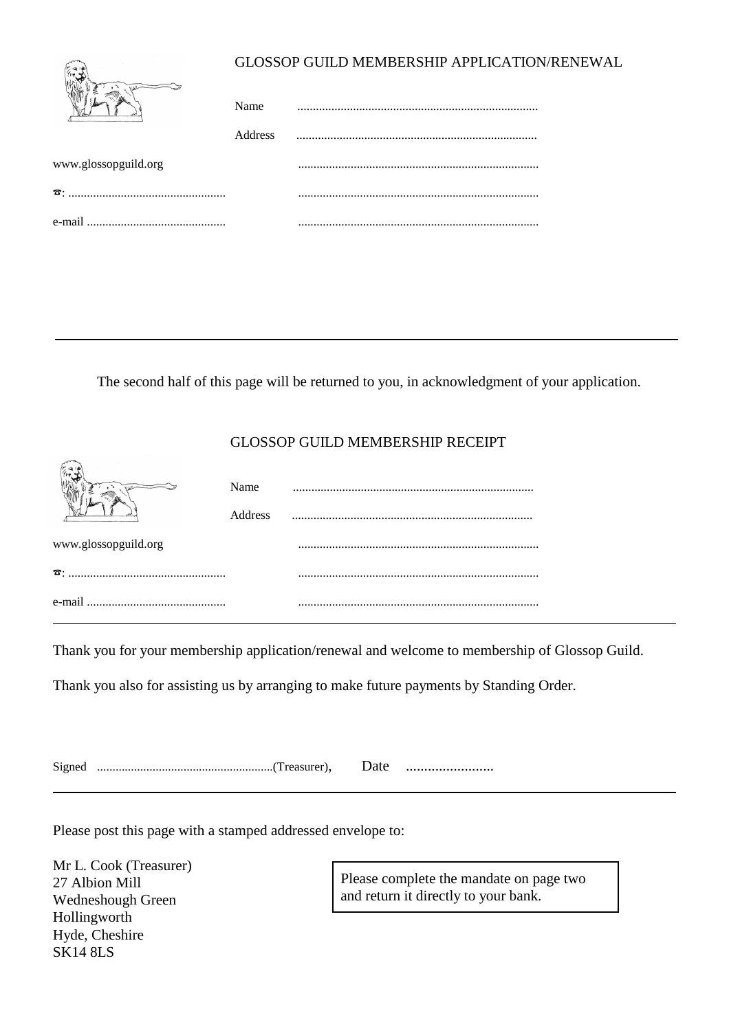GLOSSOP GUILD MEMBERSHIP APPLICATION/RENEWAL

Name .............................................................................

Address .............................................................................

www.glossopguild.org .............................................................................

☎: ................................................... .............................................................................

e-mail ............................................. .............................................................................

---

The second half of this page will be returned to you, in acknowledgment of your application.

GLOSSOP GUILD MEMBERSHIP RECEIPT

Name .............................................................................

Address .............................................................................

www.glossopguild.org .............................................................................

☎: ................................................... .............................................................................

e-mail ............................................. .............................................................................

---

Thank you for your membership application/renewal and welcome to membership of Glossop Guild.

Thank you also for assisting us by arranging to make future payments by Standing Order.

Signed .........................................................(Treasurer), Date ........................

---

Please post this page with a stamped addressed envelope to:

Mr L. Cook (Treasurer)
27 Albion Mill
Wedneshough Green
Hollingworth
Hyde, Cheshire
SK14 8LS

Please complete the mandate on page two and return it directly to your bank.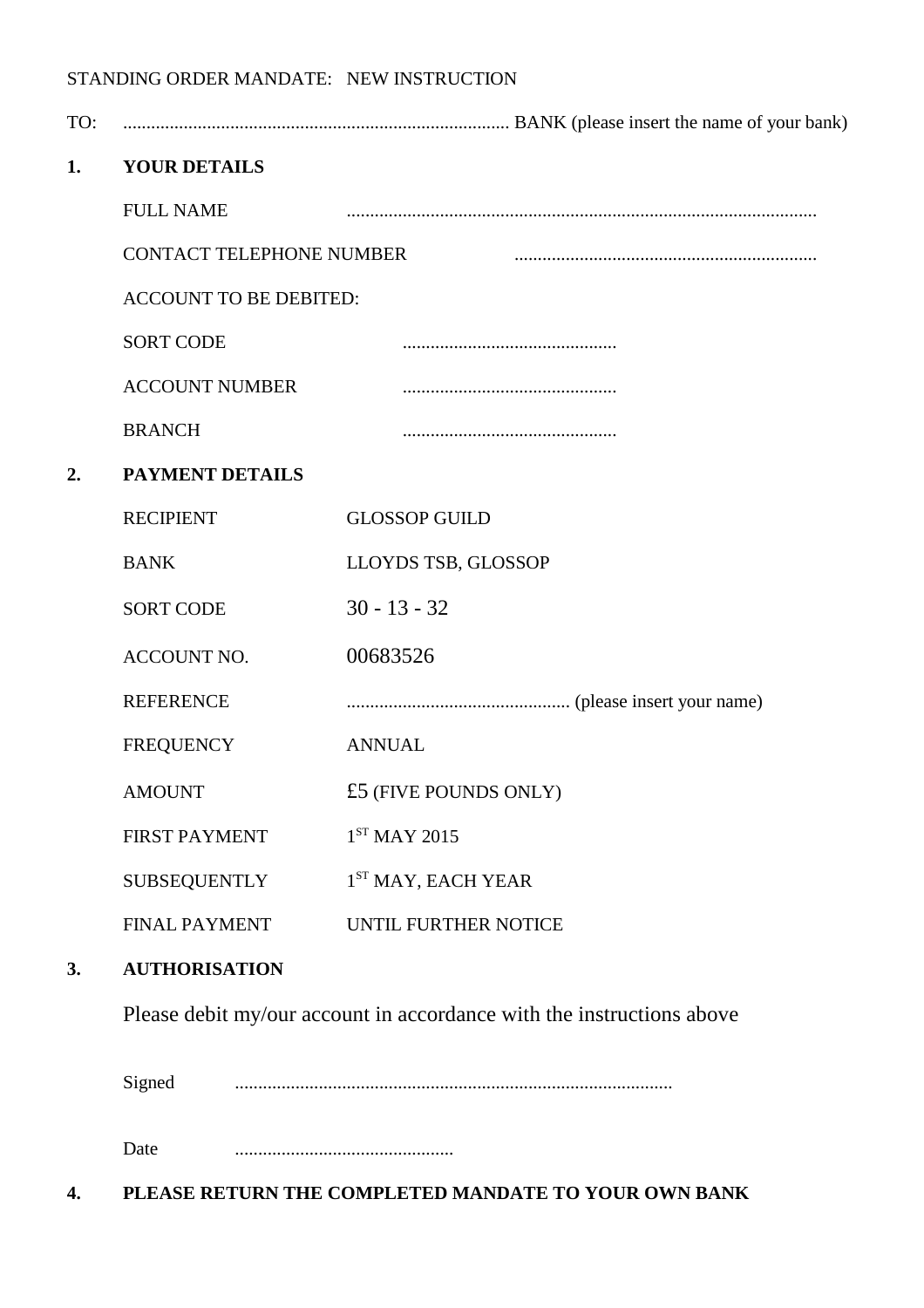STANDING ORDER MANDATE: NEW INSTRUCTION

TO: .................................................................................. BANK (please insert the name of your bank)

## 1. YOUR DETAILS

FULL NAME ....................................................................................................

CONTACT TELEPHONE NUMBER ................................................................

ACCOUNT TO BE DEBITED:

SORT CODE .............................................

ACCOUNT NUMBER .............................................

BRANCH .............................................

## 2. PAYMENT DETAILS

| | |
|---|---|
| RECIPIENT | GLOSSOP GUILD |
| BANK | LLOYDS TSB, GLOSSOP |
| SORT CODE | 30 - 13 - 32 |
| ACCOUNT NO. | 00683526 |
| REFERENCE | ................................................ (please insert your name) |
| FREQUENCY | ANNUAL |
| AMOUNT | £5 (FIVE POUNDS ONLY) |
| FIRST PAYMENT | 1ST MAY 2015 |
| SUBSEQUENTLY | 1ST MAY, EACH YEAR |
| FINAL PAYMENT | UNTIL FURTHER NOTICE |

## 3. AUTHORISATION

Please debit my/our account in accordance with the instructions above

Signed .............................................................................................

Date ...............................................

## 4. PLEASE RETURN THE COMPLETED MANDATE TO YOUR OWN BANK